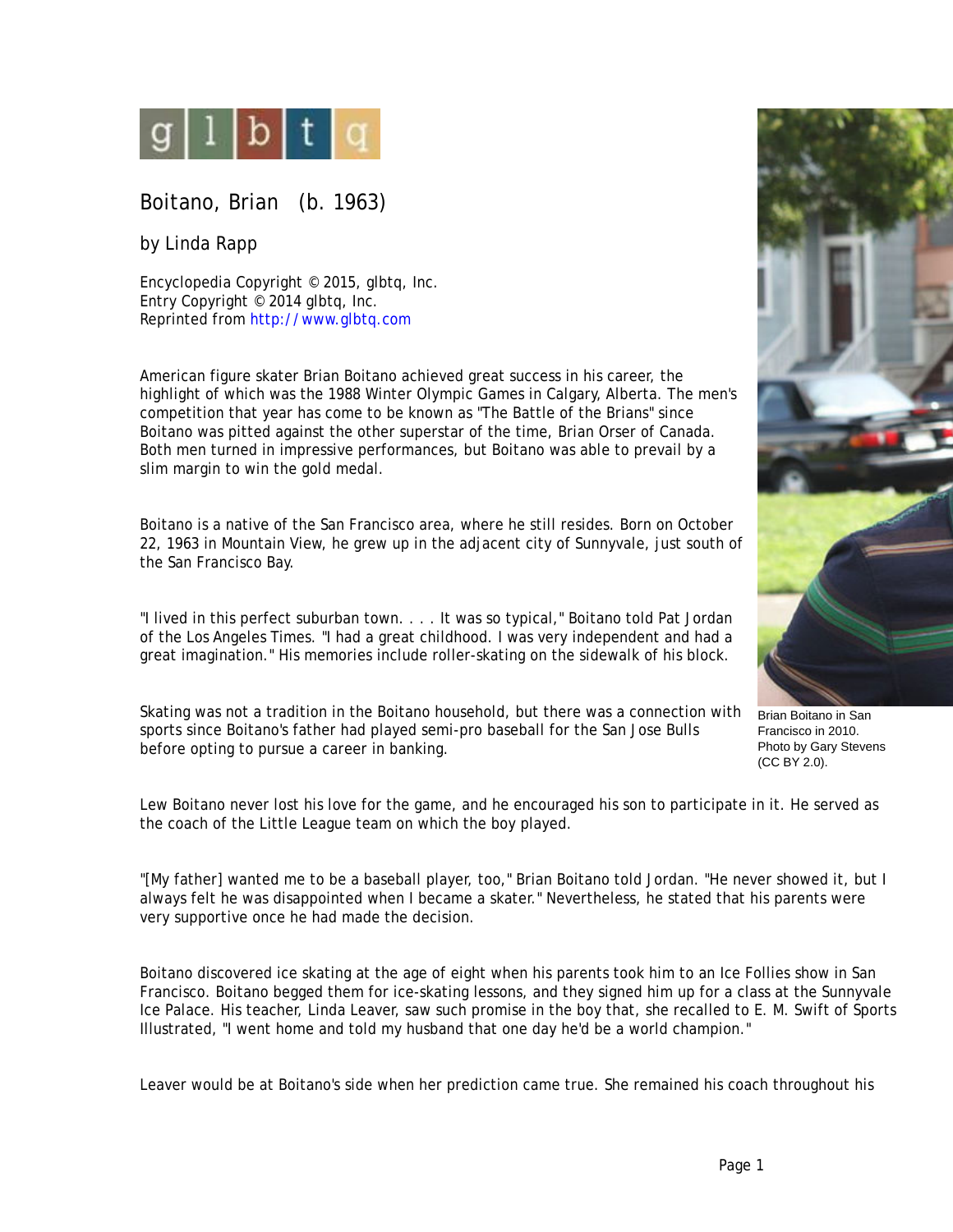glbtq

# Boitano, Brian (b. 1963)

by Linda Rapp

Encyclopedia Copyright © 2015, glbtq, Inc.
Entry Copyright © 2014 glbtq, Inc.
Reprinted from http://www.glbtq.com

American figure skater Brian Boitano achieved great success in his career, the highlight of which was the 1988 Winter Olympic Games in Calgary, Alberta. The men's competition that year has come to be known as "The Battle of the Brians" since Boitano was pitted against the other superstar of the time, Brian Orser of Canada. Both men turned in impressive performances, but Boitano was able to prevail by a slim margin to win the gold medal.

Boitano is a native of the San Francisco area, where he still resides. Born on October 22, 1963 in Mountain View, he grew up in the adjacent city of Sunnyvale, just south of the San Francisco Bay.

"I lived in this perfect suburban town. . . . It was so typical," Boitano told Pat Jordan of the Los Angeles Times. "I had a great childhood. I was very independent and had a great imagination." His memories include roller-skating on the sidewalk of his block.

Skating was not a tradition in the Boitano household, but there was a connection with sports since Boitano's father had played semi-pro baseball for the San Jose Bulls before opting to pursue a career in banking.

Brian Boitano in San Francisco in 2010. Photo by Gary Stevens (CC BY 2.0).

Lew Boitano never lost his love for the game, and he encouraged his son to participate in it. He served as the coach of the Little League team on which the boy played.

"[My father] wanted me to be a baseball player, too," Brian Boitano told Jordan. "He never showed it, but I always felt he was disappointed when I became a skater." Nevertheless, he stated that his parents were very supportive once he had made the decision.

Boitano discovered ice skating at the age of eight when his parents took him to an Ice Follies show in San Francisco. Boitano begged them for ice-skating lessons, and they signed him up for a class at the Sunnyvale Ice Palace. His teacher, Linda Leaver, saw such promise in the boy that, she recalled to E. M. Swift of Sports Illustrated, "I went home and told my husband that one day he'd be a world champion."

Leaver would be at Boitano's side when her prediction came true. She remained his coach throughout his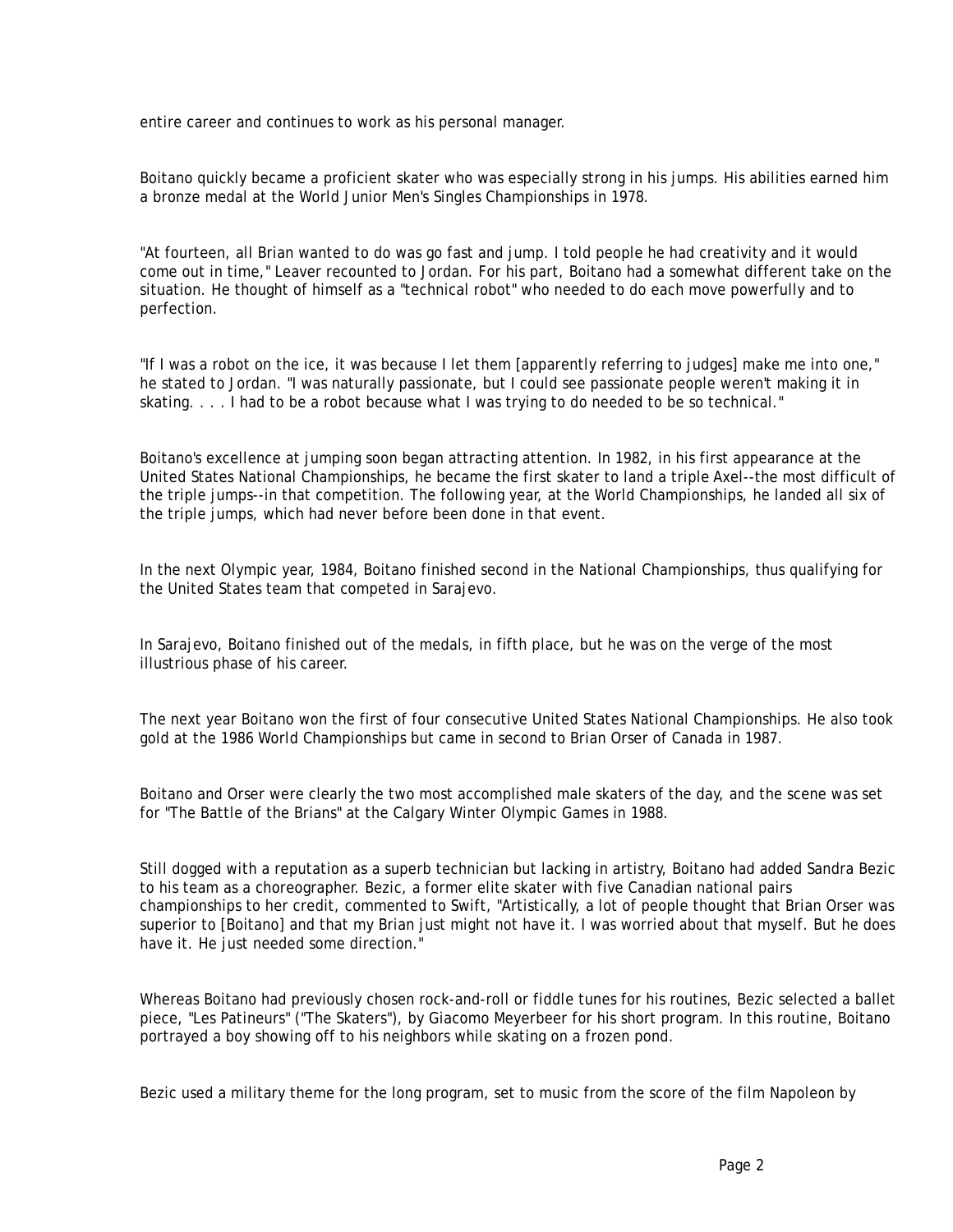entire career and continues to work as his personal manager.

Boitano quickly became a proficient skater who was especially strong in his jumps. His abilities earned him a bronze medal at the World Junior Men's Singles Championships in 1978.

"At fourteen, all Brian wanted to do was go fast and jump. I told people he had creativity and it would come out in time," Leaver recounted to Jordan. For his part, Boitano had a somewhat different take on the situation. He thought of himself as a "technical robot" who needed to do each move powerfully and to perfection.

"If I was a robot on the ice, it was because I let them [apparently referring to judges] make me into one," he stated to Jordan. "I was naturally passionate, but I could see passionate people weren't making it in skating. . . . I had to be a robot because what I was trying to do needed to be so technical."

Boitano's excellence at jumping soon began attracting attention. In 1982, in his first appearance at the United States National Championships, he became the first skater to land a triple Axel--the most difficult of the triple jumps--in that competition. The following year, at the World Championships, he landed all six of the triple jumps, which had never before been done in that event.

In the next Olympic year, 1984, Boitano finished second in the National Championships, thus qualifying for the United States team that competed in Sarajevo.

In Sarajevo, Boitano finished out of the medals, in fifth place, but he was on the verge of the most illustrious phase of his career.

The next year Boitano won the first of four consecutive United States National Championships. He also took gold at the 1986 World Championships but came in second to Brian Orser of Canada in 1987.

Boitano and Orser were clearly the two most accomplished male skaters of the day, and the scene was set for "The Battle of the Brians" at the Calgary Winter Olympic Games in 1988.

Still dogged with a reputation as a superb technician but lacking in artistry, Boitano had added Sandra Bezic to his team as a choreographer. Bezic, a former elite skater with five Canadian national pairs championships to her credit, commented to Swift, "Artistically, a lot of people thought that Brian Orser was superior to [Boitano] and that my Brian just might not have it. I was worried about that myself. But he does have it. He just needed some direction."

Whereas Boitano had previously chosen rock-and-roll or fiddle tunes for his routines, Bezic selected a ballet piece, "Les Patineurs" ("The Skaters"), by Giacomo Meyerbeer for his short program. In this routine, Boitano portrayed a boy showing off to his neighbors while skating on a frozen pond.

Bezic used a military theme for the long program, set to music from the score of the film Napoleon by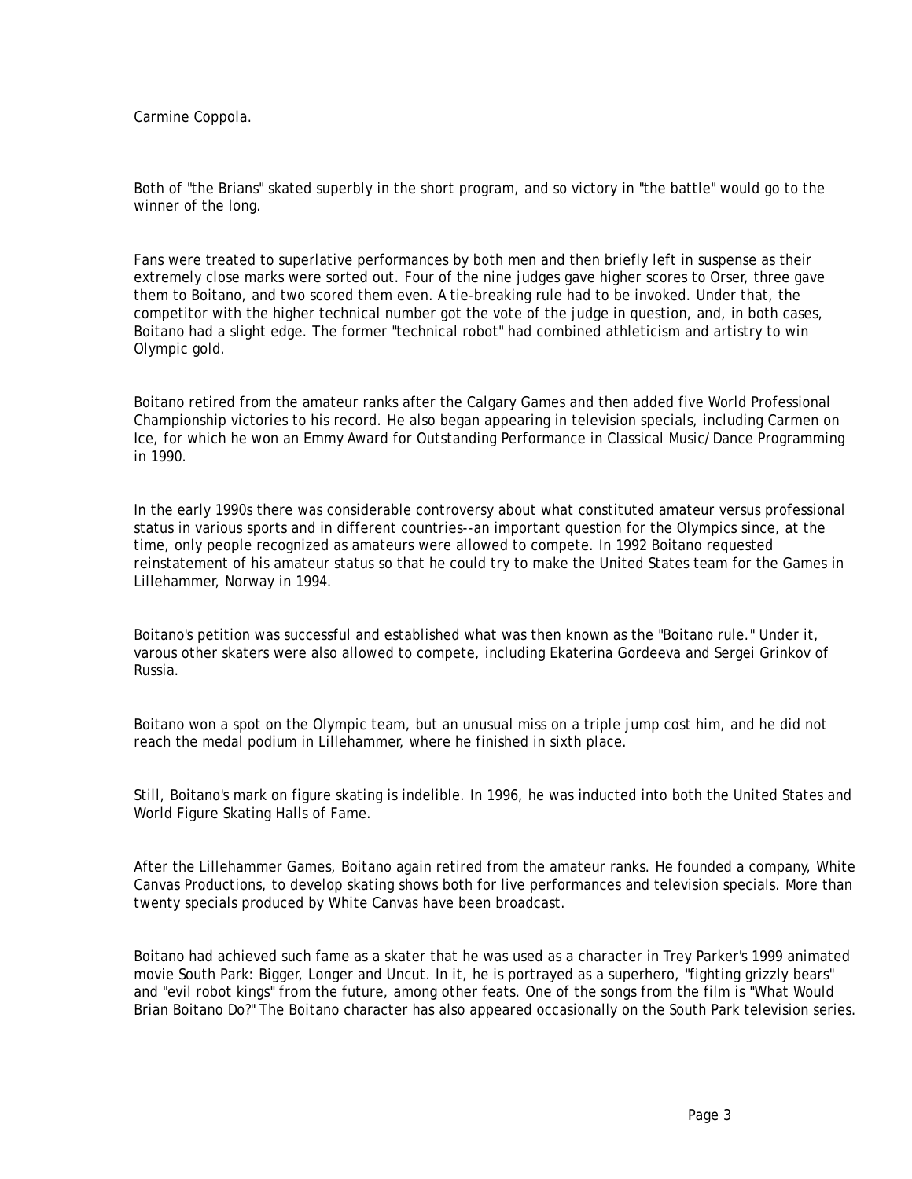Carmine Coppola.

Both of "the Brians" skated superbly in the short program, and so victory in "the battle" would go to the winner of the long.

Fans were treated to superlative performances by both men and then briefly left in suspense as their extremely close marks were sorted out. Four of the nine judges gave higher scores to Orser, three gave them to Boitano, and two scored them even. A tie-breaking rule had to be invoked. Under that, the competitor with the higher technical number got the vote of the judge in question, and, in both cases, Boitano had a slight edge. The former "technical robot" had combined athleticism and artistry to win Olympic gold.

Boitano retired from the amateur ranks after the Calgary Games and then added five World Professional Championship victories to his record. He also began appearing in television specials, including Carmen on Ice, for which he won an Emmy Award for Outstanding Performance in Classical Music/Dance Programming in 1990.

In the early 1990s there was considerable controversy about what constituted amateur versus professional status in various sports and in different countries--an important question for the Olympics since, at the time, only people recognized as amateurs were allowed to compete. In 1992 Boitano requested reinstatement of his amateur status so that he could try to make the United States team for the Games in Lillehammer, Norway in 1994.

Boitano's petition was successful and established what was then known as the "Boitano rule." Under it, varous other skaters were also allowed to compete, including Ekaterina Gordeeva and Sergei Grinkov of Russia.

Boitano won a spot on the Olympic team, but an unusual miss on a triple jump cost him, and he did not reach the medal podium in Lillehammer, where he finished in sixth place.

Still, Boitano's mark on figure skating is indelible. In 1996, he was inducted into both the United States and World Figure Skating Halls of Fame.

After the Lillehammer Games, Boitano again retired from the amateur ranks. He founded a company, White Canvas Productions, to develop skating shows both for live performances and television specials. More than twenty specials produced by White Canvas have been broadcast.

Boitano had achieved such fame as a skater that he was used as a character in Trey Parker's 1999 animated movie South Park: Bigger, Longer and Uncut. In it, he is portrayed as a superhero, "fighting grizzly bears" and "evil robot kings" from the future, among other feats. One of the songs from the film is "What Would Brian Boitano Do?" The Boitano character has also appeared occasionally on the South Park television series.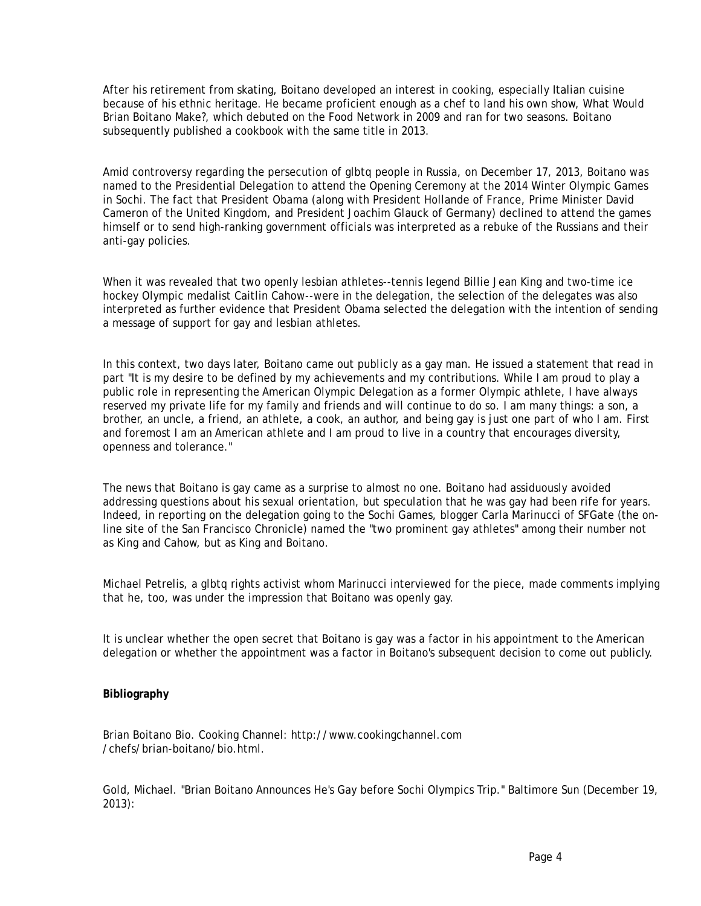After his retirement from skating, Boitano developed an interest in cooking, especially Italian cuisine because of his ethnic heritage. He became proficient enough as a chef to land his own show, What Would Brian Boitano Make?, which debuted on the Food Network in 2009 and ran for two seasons. Boitano subsequently published a cookbook with the same title in 2013.

Amid controversy regarding the persecution of glbtq people in Russia, on December 17, 2013, Boitano was named to the Presidential Delegation to attend the Opening Ceremony at the 2014 Winter Olympic Games in Sochi. The fact that President Obama (along with President Hollande of France, Prime Minister David Cameron of the United Kingdom, and President Joachim Glauck of Germany) declined to attend the games himself or to send high-ranking government officials was interpreted as a rebuke of the Russians and their anti-gay policies.

When it was revealed that two openly lesbian athletes--tennis legend Billie Jean King and two-time ice hockey Olympic medalist Caitlin Cahow--were in the delegation, the selection of the delegates was also interpreted as further evidence that President Obama selected the delegation with the intention of sending a message of support for gay and lesbian athletes.

In this context, two days later, Boitano came out publicly as a gay man. He issued a statement that read in part "It is my desire to be defined by my achievements and my contributions. While I am proud to play a public role in representing the American Olympic Delegation as a former Olympic athlete, I have always reserved my private life for my family and friends and will continue to do so. I am many things: a son, a brother, an uncle, a friend, an athlete, a cook, an author, and being gay is just one part of who I am. First and foremost I am an American athlete and I am proud to live in a country that encourages diversity, openness and tolerance."

The news that Boitano is gay came as a surprise to almost no one. Boitano had assiduously avoided addressing questions about his sexual orientation, but speculation that he was gay had been rife for years. Indeed, in reporting on the delegation going to the Sochi Games, blogger Carla Marinucci of SFGate (the on-line site of the San Francisco Chronicle) named the "two prominent gay athletes" among their number not as King and Cahow, but as King and Boitano.

Michael Petrelis, a glbtq rights activist whom Marinucci interviewed for the piece, made comments implying that he, too, was under the impression that Boitano was openly gay.

It is unclear whether the open secret that Boitano is gay was a factor in his appointment to the American delegation or whether the appointment was a factor in Boitano's subsequent decision to come out publicly.

**Bibliography**

Brian Boitano Bio. Cooking Channel: http://www.cookingchannel.com/chefs/brian-boitano/bio.html.

Gold, Michael. "Brian Boitano Announces He's Gay before Sochi Olympics Trip." Baltimore Sun (December 19, 2013):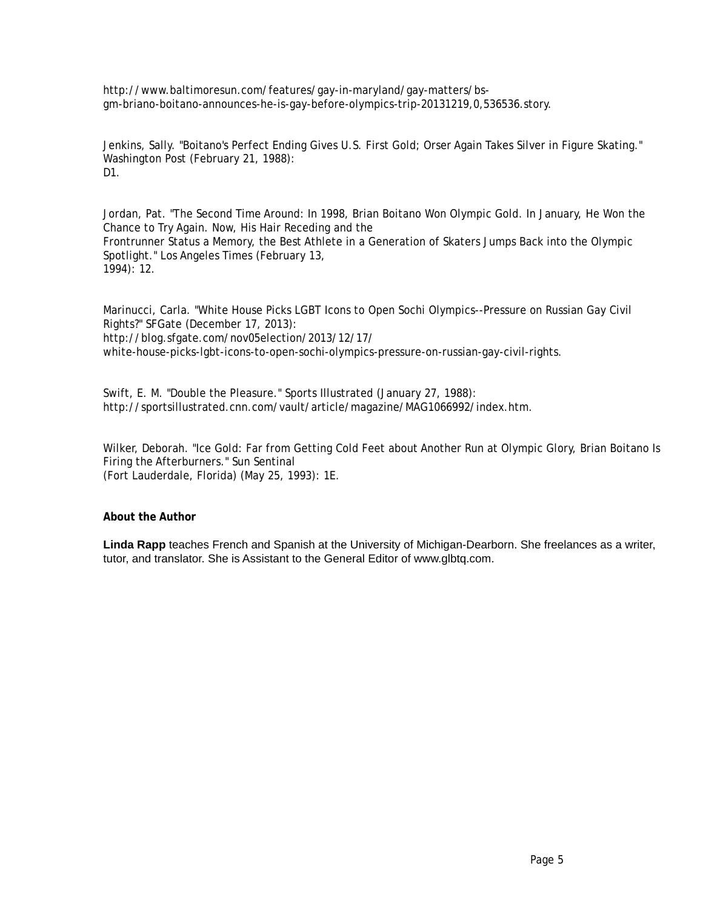http://www.baltimoresun.com/features/gay-in-maryland/gay-matters/bs-gm-briano-boitano-announces-he-is-gay-before-olympics-trip-20131219,0,536536.story.

Jenkins, Sally. "Boitano's Perfect Ending Gives U.S. First Gold; Orser Again Takes Silver in Figure Skating." Washington Post (February 21, 1988): D1.

Jordan, Pat. "The Second Time Around: In 1998, Brian Boitano Won Olympic Gold. In January, He Won the Chance to Try Again. Now, His Hair Receding and the Frontrunner Status a Memory, the Best Athlete in a Generation of Skaters Jumps Back into the Olympic Spotlight." Los Angeles Times (February 13, 1994): 12.

Marinucci, Carla. "White House Picks LGBT Icons to Open Sochi Olympics--Pressure on Russian Gay Civil Rights?" SFGate (December 17, 2013): http://blog.sfgate.com/nov05election/2013/12/17/white-house-picks-lgbt-icons-to-open-sochi-olympics-pressure-on-russian-gay-civil-rights.

Swift, E. M. "Double the Pleasure." Sports Illustrated (January 27, 1988): http://sportsillustrated.cnn.com/vault/article/magazine/MAG1066992/index.htm.

Wilker, Deborah. "Ice Gold: Far from Getting Cold Feet about Another Run at Olympic Glory, Brian Boitano Is Firing the Afterburners." Sun Sentinal (Fort Lauderdale, Florida) (May 25, 1993): 1E.

**About the Author**

**Linda Rapp** teaches French and Spanish at the University of Michigan-Dearborn. She freelances as a writer, tutor, and translator. She is Assistant to the General Editor of www.glbtq.com.